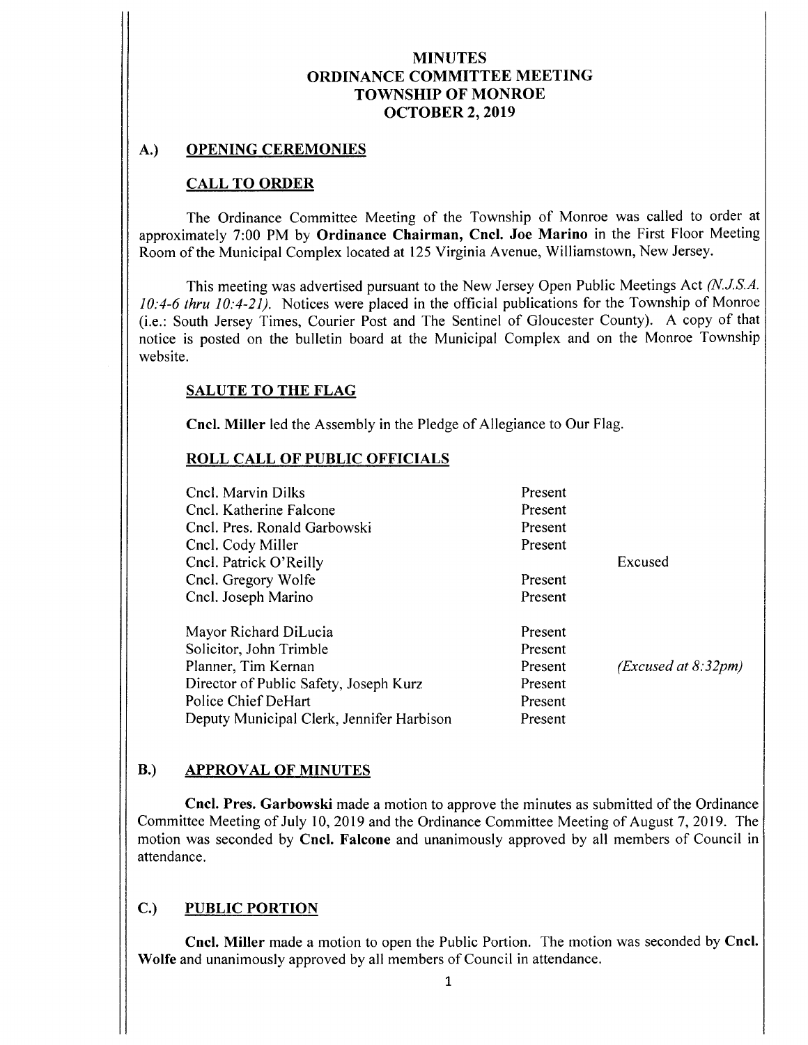# MINUTES
# ORDINANCE COMMITTEE MEETING
# TOWNSHIP OF MONROE
# OCTOBER 2, 2019

## A.) OPENING CEREMONIES

### CALL TO ORDER

The Ordinance Committee Meeting of the Township of Monroe was called to order at approximately 7:00 PM by **Ordinance Chairman, Cncl. Joe Marino** in the First Floor Meeting Room of the Municipal Complex located at 125 Virginia Avenue, Williamstown, New Jersey.

This meeting was advertised pursuant to the New Jersey Open Public Meetings Act *(N.J.S.A. 10:4-6 thru 10:4-21)*. Notices were placed in the official publications for the Township of Monroe (i.e.: South Jersey Times, Courier Post and The Sentinel of Gloucester County). A copy of that notice is posted on the bulletin board at the Municipal Complex and on the Monroe Township website.

### SALUTE TO THE FLAG

**Cncl. Miller** led the Assembly in the Pledge of Allegiance to Our Flag.

### ROLL CALL OF PUBLIC OFFICIALS

| | | |
|---|---|---|
| Cncl. Marvin Dilks | Present | |
| Cncl. Katherine Falcone | Present | |
| Cncl. Pres. Ronald Garbowski | Present | |
| Cncl. Cody Miller | Present | |
| Cncl. Patrick O'Reilly | | Excused |
| Cncl. Gregory Wolfe | Present | |
| Cncl. Joseph Marino | Present | |
| Mayor Richard DiLucia | Present | |
| Solicitor, John Trimble | Present | |
| Planner, Tim Kernan | Present | *(Excused at 8:32pm)* |
| Director of Public Safety, Joseph Kurz | Present | |
| Police Chief DeHart | Present | |
| Deputy Municipal Clerk, Jennifer Harbison | Present | |

## B.) APPROVAL OF MINUTES

**Cncl. Pres. Garbowski** made a motion to approve the minutes as submitted of the Ordinance Committee Meeting of July 10, 2019 and the Ordinance Committee Meeting of August 7, 2019. The motion was seconded by **Cncl. Falcone** and unanimously approved by all members of Council in attendance.

## C.) PUBLIC PORTION

**Cncl. Miller** made a motion to open the Public Portion. The motion was seconded by **Cncl. Wolfe** and unanimously approved by all members of Council in attendance.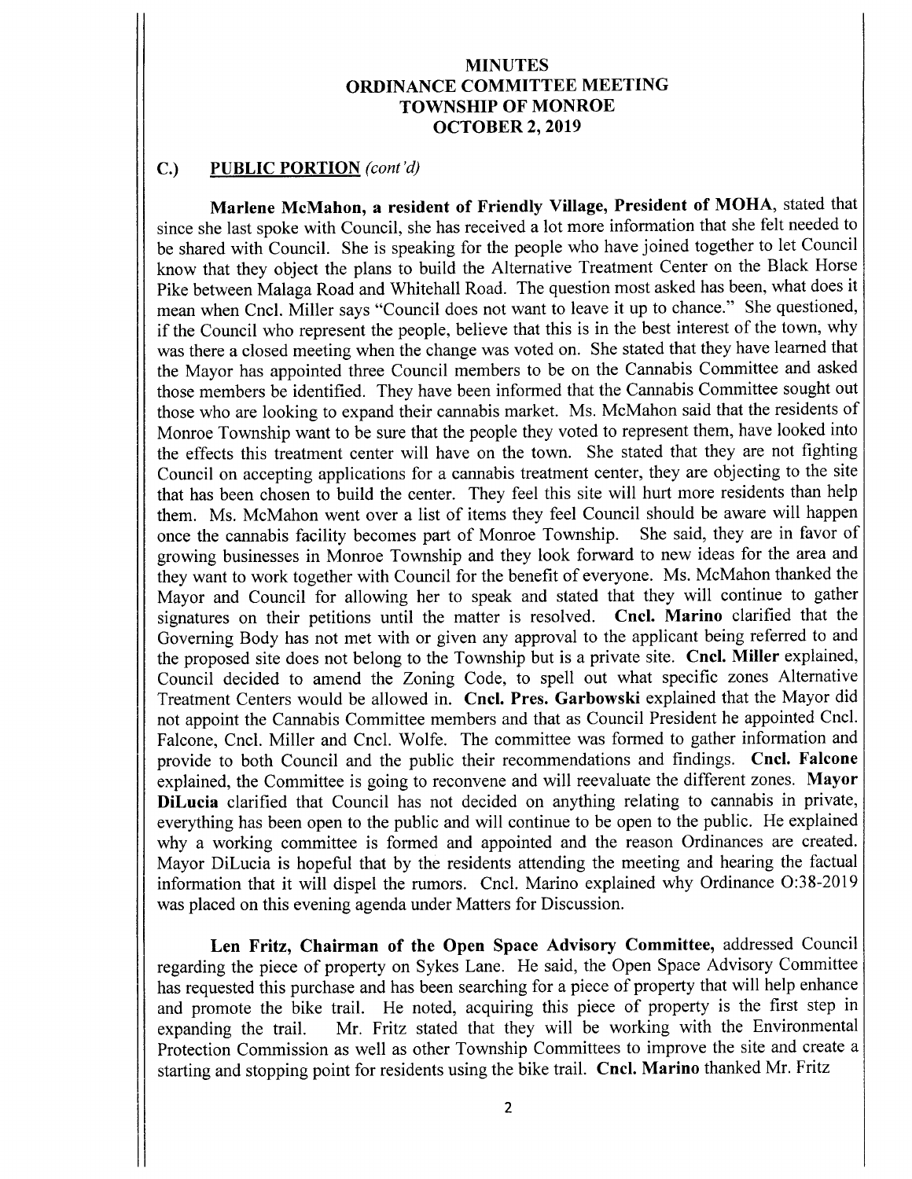**MINUTES**
**ORDINANCE COMMITTEE MEETING**
**TOWNSHIP OF MONROE**
**OCTOBER 2, 2019**

## C.) PUBLIC PORTION *(cont'd)*

**Marlene McMahon, a resident of Friendly Village, President of MOHA**, stated that since she last spoke with Council, she has received a lot more information that she felt needed to be shared with Council. She is speaking for the people who have joined together to let Council know that they object the plans to build the Alternative Treatment Center on the Black Horse Pike between Malaga Road and Whitehall Road. The question most asked has been, what does it mean when Cncl. Miller says "Council does not want to leave it up to chance." She questioned, if the Council who represent the people, believe that this is in the best interest of the town, why was there a closed meeting when the change was voted on. She stated that they have learned that the Mayor has appointed three Council members to be on the Cannabis Committee and asked those members be identified. They have been informed that the Cannabis Committee sought out those who are looking to expand their cannabis market. Ms. McMahon said that the residents of Monroe Township want to be sure that the people they voted to represent them, have looked into the effects this treatment center will have on the town. She stated that they are not fighting Council on accepting applications for a cannabis treatment center, they are objecting to the site that has been chosen to build the center. They feel this site will hurt more residents than help them. Ms. McMahon went over a list of items they feel Council should be aware will happen once the cannabis facility becomes part of Monroe Township. She said, they are in favor of growing businesses in Monroe Township and they look forward to new ideas for the area and they want to work together with Council for the benefit of everyone. Ms. McMahon thanked the Mayor and Council for allowing her to speak and stated that they will continue to gather signatures on their petitions until the matter is resolved. **Cncl. Marino** clarified that the Governing Body has not met with or given any approval to the applicant being referred to and the proposed site does not belong to the Township but is a private site. **Cncl. Miller** explained, Council decided to amend the Zoning Code, to spell out what specific zones Alternative Treatment Centers would be allowed in. **Cncl. Pres. Garbowski** explained that the Mayor did not appoint the Cannabis Committee members and that as Council President he appointed Cncl. Falcone, Cncl. Miller and Cncl. Wolfe. The committee was formed to gather information and provide to both Council and the public their recommendations and findings. **Cncl. Falcone** explained, the Committee is going to reconvene and will reevaluate the different zones. **Mayor DiLucia** clarified that Council has not decided on anything relating to cannabis in private, everything has been open to the public and will continue to be open to the public. He explained why a working committee is formed and appointed and the reason Ordinances are created. Mayor DiLucia is hopeful that by the residents attending the meeting and hearing the factual information that it will dispel the rumors. Cncl. Marino explained why Ordinance O:38-2019 was placed on this evening agenda under Matters for Discussion.

**Len Fritz, Chairman of the Open Space Advisory Committee,** addressed Council regarding the piece of property on Sykes Lane. He said, the Open Space Advisory Committee has requested this purchase and has been searching for a piece of property that will help enhance and promote the bike trail. He noted, acquiring this piece of property is the first step in expanding the trail. Mr. Fritz stated that they will be working with the Environmental Protection Commission as well as other Township Committees to improve the site and create a starting and stopping point for residents using the bike trail. **Cncl. Marino** thanked Mr. Fritz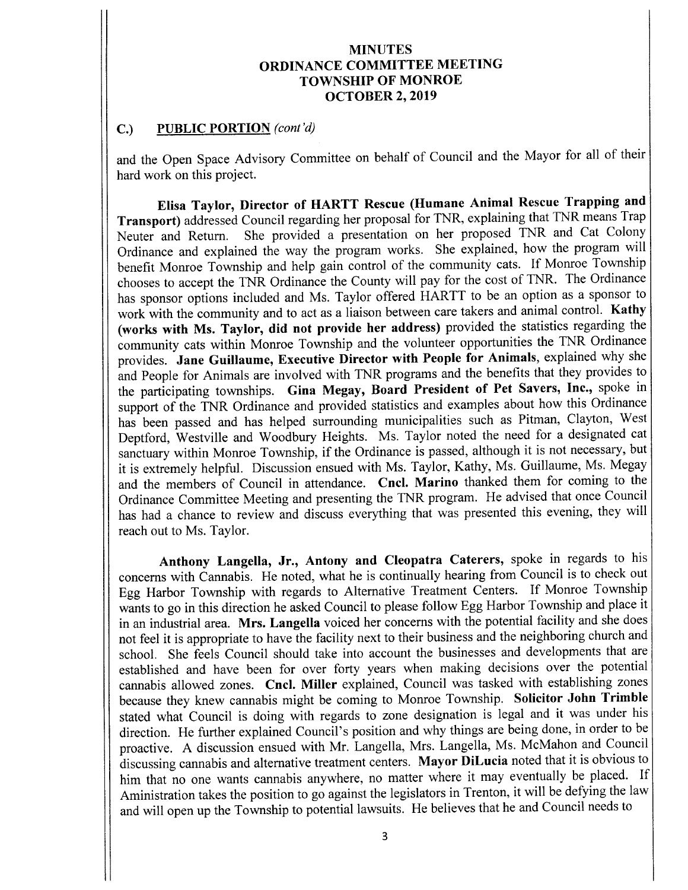# MINUTES
# ORDINANCE COMMITTEE MEETING
# TOWNSHIP OF MONROE
# OCTOBER 2, 2019

## C.) PUBLIC PORTION *(cont'd)*

and the Open Space Advisory Committee on behalf of Council and the Mayor for all of their hard work on this project.

**Elisa Taylor, Director of HARTT Rescue (Humane Animal Rescue Trapping and Transport)** addressed Council regarding her proposal for TNR, explaining that TNR means Trap Neuter and Return. She provided a presentation on her proposed TNR and Cat Colony Ordinance and explained the way the program works. She explained, how the program will benefit Monroe Township and help gain control of the community cats. If Monroe Township chooses to accept the TNR Ordinance the County will pay for the cost of TNR. The Ordinance has sponsor options included and Ms. Taylor offered HARTT to be an option as a sponsor to work with the community and to act as a liaison between care takers and animal control. **Kathy (works with Ms. Taylor, did not provide her address)** provided the statistics regarding the community cats within Monroe Township and the volunteer opportunities the TNR Ordinance provides. **Jane Guillaume, Executive Director with People for Animals**, explained why she and People for Animals are involved with TNR programs and the benefits that they provides to the participating townships. **Gina Megay, Board President of Pet Savers, Inc.,** spoke in support of the TNR Ordinance and provided statistics and examples about how this Ordinance has been passed and has helped surrounding municipalities such as Pitman, Clayton, West Deptford, Westville and Woodbury Heights. Ms. Taylor noted the need for a designated cat sanctuary within Monroe Township, if the Ordinance is passed, although it is not necessary, but it is extremely helpful. Discussion ensued with Ms. Taylor, Kathy, Ms. Guillaume, Ms. Megay and the members of Council in attendance. **Cncl. Marino** thanked them for coming to the Ordinance Committee Meeting and presenting the TNR program. He advised that once Council has had a chance to review and discuss everything that was presented this evening, they will reach out to Ms. Taylor.

**Anthony Langella, Jr., Antony and Cleopatra Caterers,** spoke in regards to his concerns with Cannabis. He noted, what he is continually hearing from Council is to check out Egg Harbor Township with regards to Alternative Treatment Centers. If Monroe Township wants to go in this direction he asked Council to please follow Egg Harbor Township and place it in an industrial area. **Mrs. Langella** voiced her concerns with the potential facility and she does not feel it is appropriate to have the facility next to their business and the neighboring church and school. She feels Council should take into account the businesses and developments that are established and have been for over forty years when making decisions over the potential cannabis allowed zones. **Cncl. Miller** explained, Council was tasked with establishing zones because they knew cannabis might be coming to Monroe Township. **Solicitor John Trimble** stated what Council is doing with regards to zone designation is legal and it was under his direction. He further explained Council's position and why things are being done, in order to be proactive. A discussion ensued with Mr. Langella, Mrs. Langella, Ms. McMahon and Council discussing cannabis and alternative treatment centers. **Mayor DiLucia** noted that it is obvious to him that no one wants cannabis anywhere, no matter where it may eventually be placed. If Aministration takes the position to go against the legislators in Trenton, it will be defying the law and will open up the Township to potential lawsuits. He believes that he and Council needs to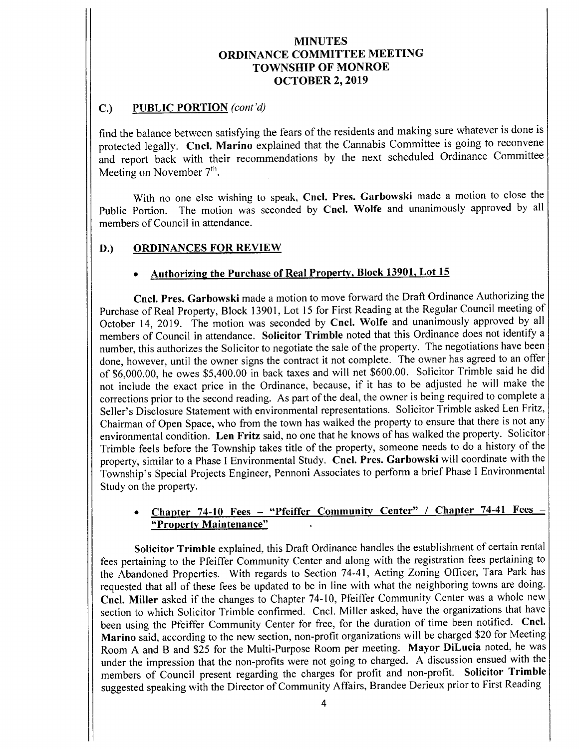# MINUTES
# ORDINANCE COMMITTEE MEETING
# TOWNSHIP OF MONROE
# OCTOBER 2, 2019

## C.) PUBLIC PORTION *(cont'd)*

find the balance between satisfying the fears of the residents and making sure whatever is done is protected legally. **Cncl. Marino** explained that the Cannabis Committee is going to reconvene and report back with their recommendations by the next scheduled Ordinance Committee Meeting on November 7th.

With no one else wishing to speak, **Cncl. Pres. Garbowski** made a motion to close the Public Portion. The motion was seconded by **Cncl. Wolfe** and unanimously approved by all members of Council in attendance.

## D.) ORDINANCES FOR REVIEW

- **Authorizing the Purchase of Real Property, Block 13901, Lot 15**

**Cncl. Pres. Garbowski** made a motion to move forward the Draft Ordinance Authorizing the Purchase of Real Property, Block 13901, Lot 15 for First Reading at the Regular Council meeting of October 14, 2019. The motion was seconded by **Cncl. Wolfe** and unanimously approved by all members of Council in attendance. **Solicitor Trimble** noted that this Ordinance does not identify a number, this authorizes the Solicitor to negotiate the sale of the property. The negotiations have been done, however, until the owner signs the contract it not complete. The owner has agreed to an offer of $6,000.00, he owes $5,400.00 in back taxes and will net $600.00. Solicitor Trimble said he did not include the exact price in the Ordinance, because, if it has to be adjusted he will make the corrections prior to the second reading. As part of the deal, the owner is being required to complete a Seller's Disclosure Statement with environmental representations. Solicitor Trimble asked Len Fritz, Chairman of Open Space, who from the town has walked the property to ensure that there is not any environmental condition. **Len Fritz** said, no one that he knows of has walked the property. Solicitor Trimble feels before the Township takes title of the property, someone needs to do a history of the property, similar to a Phase I Environmental Study. **Cncl. Pres. Garbowski** will coordinate with the Township's Special Projects Engineer, Pennoni Associates to perform a brief Phase I Environmental Study on the property.

- **Chapter 74-10 Fees – "Pfeiffer Community Center" / Chapter 74-41 Fees – "Property Maintenance"**

**Solicitor Trimble** explained, this Draft Ordinance handles the establishment of certain rental fees pertaining to the Pfeiffer Community Center and along with the registration fees pertaining to the Abandoned Properties. With regards to Section 74-41, Acting Zoning Officer, Tara Park has requested that all of these fees be updated to be in line with what the neighboring towns are doing. **Cncl. Miller** asked if the changes to Chapter 74-10, Pfeiffer Community Center was a whole new section to which Solicitor Trimble confirmed. Cncl. Miller asked, have the organizations that have been using the Pfeiffer Community Center for free, for the duration of time been notified. **Cncl. Marino** said, according to the new section, non-profit organizations will be charged $20 for Meeting Room A and B and $25 for the Multi-Purpose Room per meeting. **Mayor DiLucia** noted, he was under the impression that the non-profits were not going to charged. A discussion ensued with the members of Council present regarding the charges for profit and non-profit. **Solicitor Trimble** suggested speaking with the Director of Community Affairs, Brandee Derieux prior to First Reading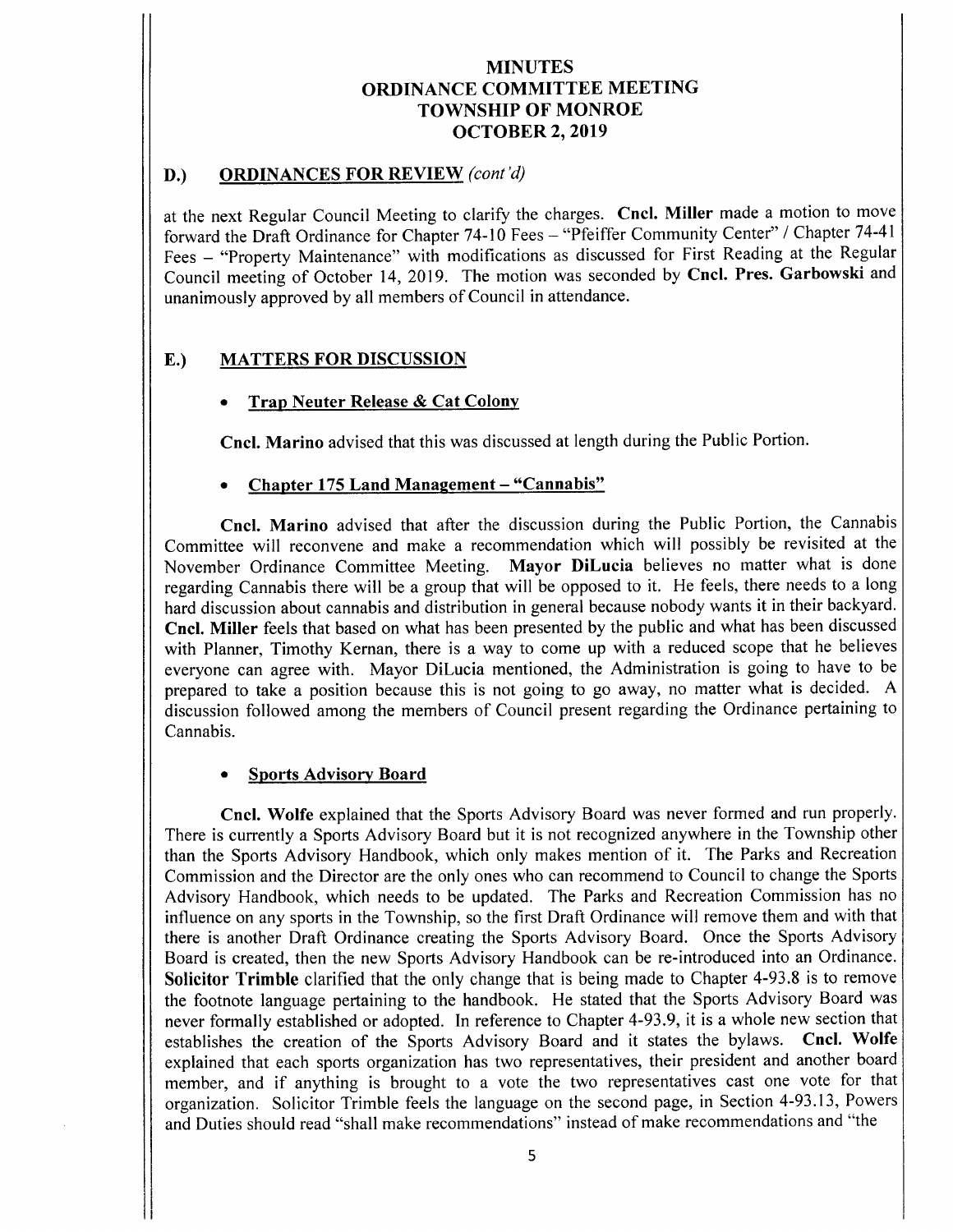# MINUTES
# ORDINANCE COMMITTEE MEETING
# TOWNSHIP OF MONROE
# OCTOBER 2, 2019

## D.) ORDINANCES FOR REVIEW *(cont'd)*

at the next Regular Council Meeting to clarify the charges. **Cncl. Miller** made a motion to move forward the Draft Ordinance for Chapter 74-10 Fees – "Pfeiffer Community Center" / Chapter 74-41 Fees – "Property Maintenance" with modifications as discussed for First Reading at the Regular Council meeting of October 14, 2019. The motion was seconded by **Cncl. Pres. Garbowski** and unanimously approved by all members of Council in attendance.

## E.) MATTERS FOR DISCUSSION

- **Trap Neuter Release & Cat Colony**

**Cncl. Marino** advised that this was discussed at length during the Public Portion.

- **Chapter 175 Land Management – "Cannabis"**

**Cncl. Marino** advised that after the discussion during the Public Portion, the Cannabis Committee will reconvene and make a recommendation which will possibly be revisited at the November Ordinance Committee Meeting. **Mayor DiLucia** believes no matter what is done regarding Cannabis there will be a group that will be opposed to it. He feels, there needs to a long hard discussion about cannabis and distribution in general because nobody wants it in their backyard. **Cncl. Miller** feels that based on what has been presented by the public and what has been discussed with Planner, Timothy Kernan, there is a way to come up with a reduced scope that he believes everyone can agree with. Mayor DiLucia mentioned, the Administration is going to have to be prepared to take a position because this is not going to go away, no matter what is decided. A discussion followed among the members of Council present regarding the Ordinance pertaining to Cannabis.

- **Sports Advisory Board**

**Cncl. Wolfe** explained that the Sports Advisory Board was never formed and run properly. There is currently a Sports Advisory Board but it is not recognized anywhere in the Township other than the Sports Advisory Handbook, which only makes mention of it. The Parks and Recreation Commission and the Director are the only ones who can recommend to Council to change the Sports Advisory Handbook, which needs to be updated. The Parks and Recreation Commission has no influence on any sports in the Township, so the first Draft Ordinance will remove them and with that there is another Draft Ordinance creating the Sports Advisory Board. Once the Sports Advisory Board is created, then the new Sports Advisory Handbook can be re-introduced into an Ordinance. **Solicitor Trimble** clarified that the only change that is being made to Chapter 4-93.8 is to remove the footnote language pertaining to the handbook. He stated that the Sports Advisory Board was never formally established or adopted. In reference to Chapter 4-93.9, it is a whole new section that establishes the creation of the Sports Advisory Board and it states the bylaws. **Cncl. Wolfe** explained that each sports organization has two representatives, their president and another board member, and if anything is brought to a vote the two representatives cast one vote for that organization. Solicitor Trimble feels the language on the second page, in Section 4-93.13, Powers and Duties should read "shall make recommendations" instead of make recommendations and "the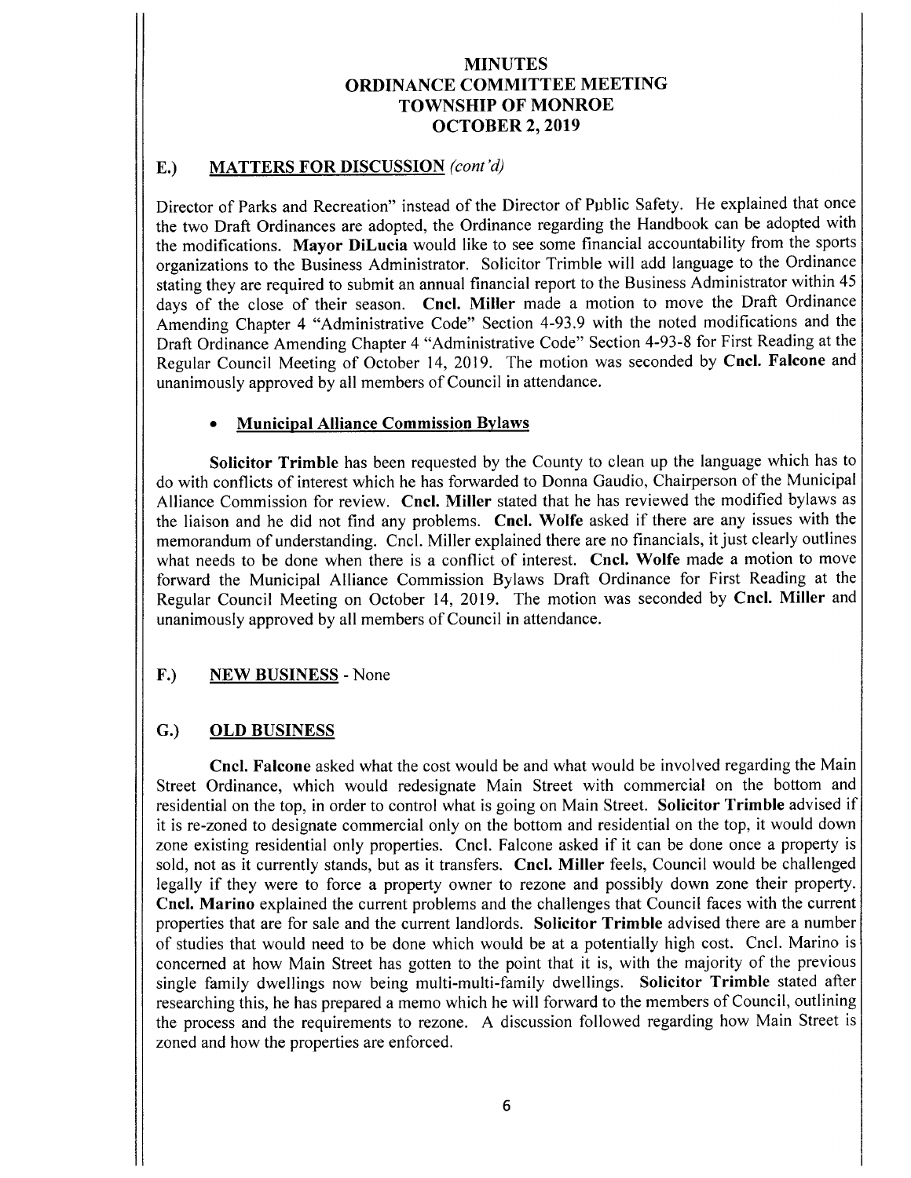# MINUTES
# ORDINANCE COMMITTEE MEETING
# TOWNSHIP OF MONROE
# OCTOBER 2, 2019

## E.) MATTERS FOR DISCUSSION *(cont'd)*

Director of Parks and Recreation" instead of the Director of Public Safety. He explained that once the two Draft Ordinances are adopted, the Ordinance regarding the Handbook can be adopted with the modifications. **Mayor DiLucia** would like to see some financial accountability from the sports organizations to the Business Administrator. Solicitor Trimble will add language to the Ordinance stating they are required to submit an annual financial report to the Business Administrator within 45 days of the close of their season. **Cncl. Miller** made a motion to move the Draft Ordinance Amending Chapter 4 "Administrative Code" Section 4-93.9 with the noted modifications and the Draft Ordinance Amending Chapter 4 "Administrative Code" Section 4-93-8 for First Reading at the Regular Council Meeting of October 14, 2019. The motion was seconded by **Cncl. Falcone** and unanimously approved by all members of Council in attendance.

- **Municipal Alliance Commission Bylaws**

**Solicitor Trimble** has been requested by the County to clean up the language which has to do with conflicts of interest which he has forwarded to Donna Gaudio, Chairperson of the Municipal Alliance Commission for review. **Cncl. Miller** stated that he has reviewed the modified bylaws as the liaison and he did not find any problems. **Cncl. Wolfe** asked if there are any issues with the memorandum of understanding. Cncl. Miller explained there are no financials, it just clearly outlines what needs to be done when there is a conflict of interest. **Cncl. Wolfe** made a motion to move forward the Municipal Alliance Commission Bylaws Draft Ordinance for First Reading at the Regular Council Meeting on October 14, 2019. The motion was seconded by **Cncl. Miller** and unanimously approved by all members of Council in attendance.

## F.) NEW BUSINESS - None

## G.) OLD BUSINESS

**Cncl. Falcone** asked what the cost would be and what would be involved regarding the Main Street Ordinance, which would redesignate Main Street with commercial on the bottom and residential on the top, in order to control what is going on Main Street. **Solicitor Trimble** advised if it is re-zoned to designate commercial only on the bottom and residential on the top, it would down zone existing residential only properties. Cncl. Falcone asked if it can be done once a property is sold, not as it currently stands, but as it transfers. **Cncl. Miller** feels, Council would be challenged legally if they were to force a property owner to rezone and possibly down zone their property. **Cncl. Marino** explained the current problems and the challenges that Council faces with the current properties that are for sale and the current landlords. **Solicitor Trimble** advised there are a number of studies that would need to be done which would be at a potentially high cost. Cncl. Marino is concerned at how Main Street has gotten to the point that it is, with the majority of the previous single family dwellings now being multi-multi-family dwellings. **Solicitor Trimble** stated after researching this, he has prepared a memo which he will forward to the members of Council, outlining the process and the requirements to rezone. A discussion followed regarding how Main Street is zoned and how the properties are enforced.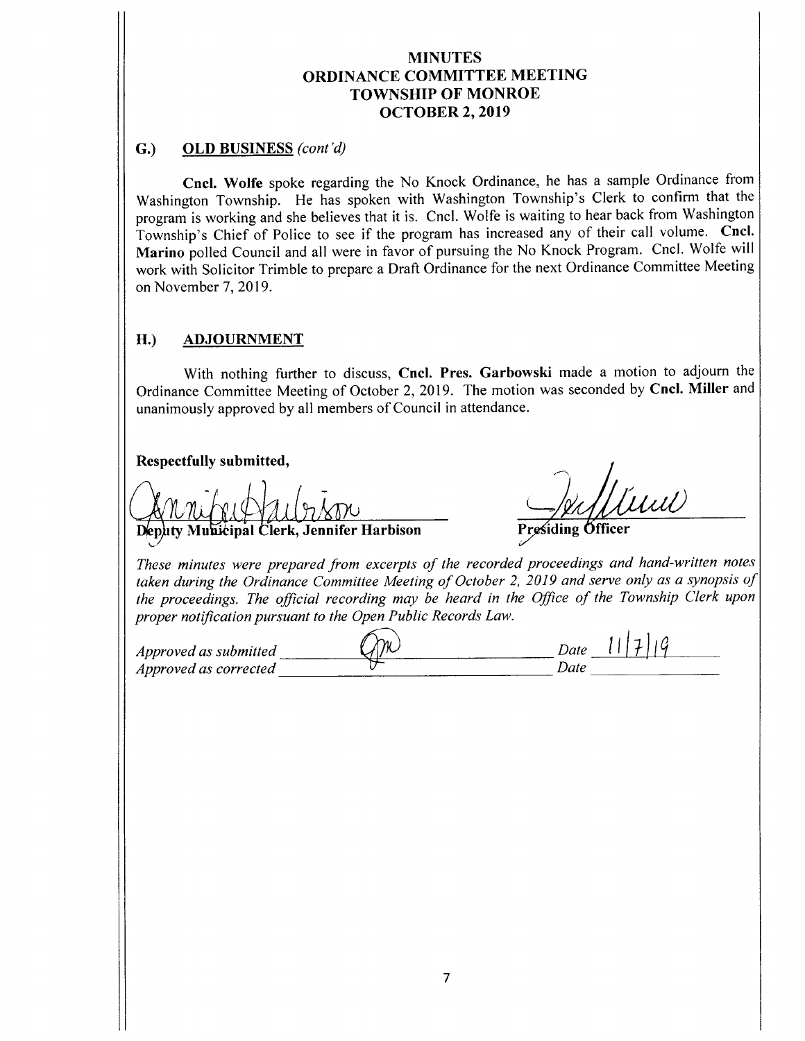# MINUTES
# ORDINANCE COMMITTEE MEETING
# TOWNSHIP OF MONROE
# OCTOBER 2, 2019

## G.) OLD BUSINESS *(cont'd)*

**Cncl. Wolfe** spoke regarding the No Knock Ordinance, he has a sample Ordinance from Washington Township. He has spoken with Washington Township's Clerk to confirm that the program is working and she believes that it is. Cncl. Wolfe is waiting to hear back from Washington Township's Chief of Police to see if the program has increased any of their call volume. **Cncl. Marino** polled Council and all were in favor of pursuing the No Knock Program. Cncl. Wolfe will work with Solicitor Trimble to prepare a Draft Ordinance for the next Ordinance Committee Meeting on November 7, 2019.

## H.) ADJOURNMENT

With nothing further to discuss, **Cncl. Pres. Garbowski** made a motion to adjourn the Ordinance Committee Meeting of October 2, 2019. The motion was seconded by **Cncl. Miller** and unanimously approved by all members of Council in attendance.

**Respectfully submitted,**

Jennifer Harbison

**Deputy Municipal Clerk, Jennifer Harbison**

**Presiding Officer**

*These minutes were prepared from excerpts of the recorded proceedings and hand-written notes taken during the Ordinance Committee Meeting of October 2, 2019 and serve only as a synopsis of the proceedings. The official recording may be heard in the Office of the Township Clerk upon proper notification pursuant to the Open Public Records Law.*

*Approved as submitted* GM *Date* 11/7/19

*Approved as corrected* ______ *Date* ______